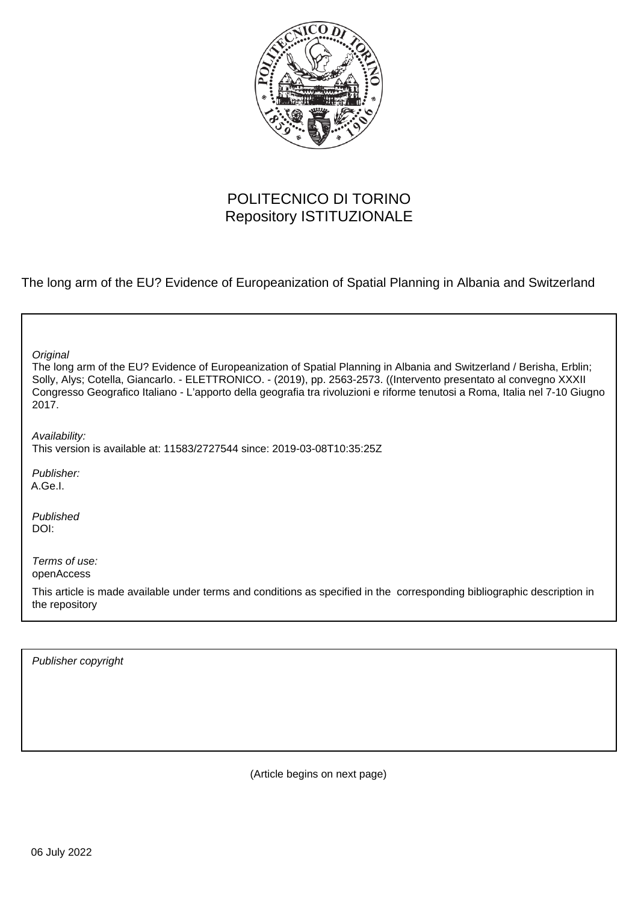POLITECNICO DI TORINO
Repository ISTITUZIONALE

The long arm of the EU? Evidence of Europeanization of Spatial Planning in Albania and Switzerland

*Original*
The long arm of the EU? Evidence of Europeanization of Spatial Planning in Albania and Switzerland / Berisha, Erblin; Solly, Alys; Cotella, Giancarlo. - ELETTRONICO. - (2019), pp. 2563-2573. ((Intervento presentato al convegno XXXII Congresso Geografico Italiano - L'apporto della geografia tra rivoluzioni e riforme tenutosi a Roma, Italia nel 7-10 Giugno 2017.

*Availability:*
This version is available at: 11583/2727544 since: 2019-03-08T10:35:25Z

*Publisher:*
A.Ge.I.

*Published*
DOI:

*Terms of use:*
openAccess

This article is made available under terms and conditions as specified in the corresponding bibliographic description in the repository

*Publisher copyright*

(Article begins on next page)

06 July 2022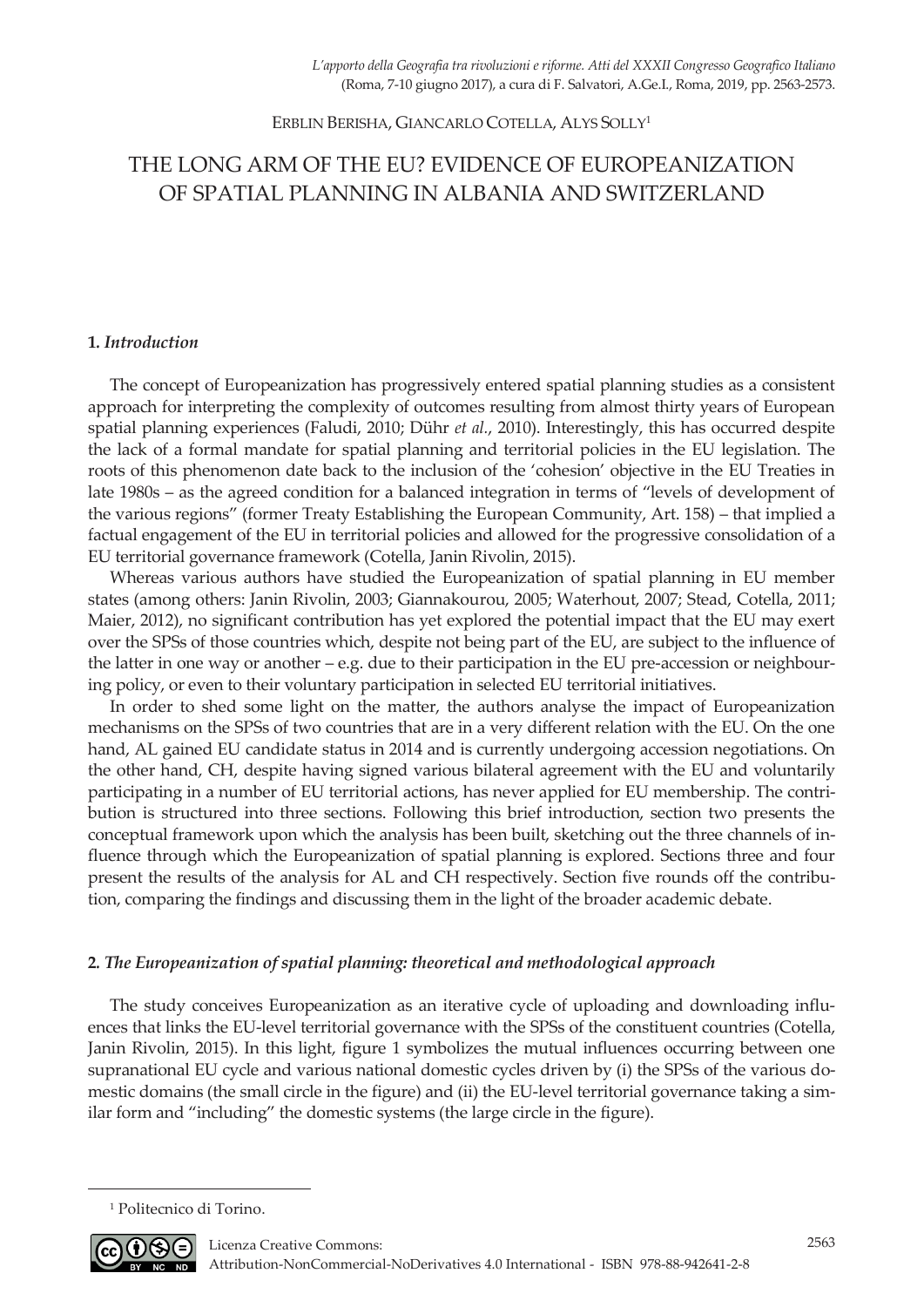ERBLIN BERISHA, GIANCARLO COTELLA, ALYS SOLLY[1]

# THE LONG ARM OF THE EU? EVIDENCE OF EUROPEANIZATION OF SPATIAL PLANNING IN ALBANIA AND SWITZERLAND

## 1. *Introduction*

The concept of Europeanization has progressively entered spatial planning studies as a consistent approach for interpreting the complexity of outcomes resulting from almost thirty years of European spatial planning experiences (Faludi, 2010; Dühr *et al.*, 2010). Interestingly, this has occurred despite the lack of a formal mandate for spatial planning and territorial policies in the EU legislation. The roots of this phenomenon date back to the inclusion of the 'cohesion' objective in the EU Treaties in late 1980s – as the agreed condition for a balanced integration in terms of "levels of development of the various regions" (former Treaty Establishing the European Community, Art. 158) – that implied a factual engagement of the EU in territorial policies and allowed for the progressive consolidation of a EU territorial governance framework (Cotella, Janin Rivolin, 2015).

Whereas various authors have studied the Europeanization of spatial planning in EU member states (among others: Janin Rivolin, 2003; Giannakourou, 2005; Waterhout, 2007; Stead, Cotella, 2011; Maier, 2012), no significant contribution has yet explored the potential impact that the EU may exert over the SPSs of those countries which, despite not being part of the EU, are subject to the influence of the latter in one way or another – e.g. due to their participation in the EU pre-accession or neighbouring policy, or even to their voluntary participation in selected EU territorial initiatives.

In order to shed some light on the matter, the authors analyse the impact of Europeanization mechanisms on the SPSs of two countries that are in a very different relation with the EU. On the one hand, AL gained EU candidate status in 2014 and is currently undergoing accession negotiations. On the other hand, CH, despite having signed various bilateral agreement with the EU and voluntarily participating in a number of EU territorial actions, has never applied for EU membership. The contribution is structured into three sections. Following this brief introduction, section two presents the conceptual framework upon which the analysis has been built, sketching out the three channels of influence through which the Europeanization of spatial planning is explored. Sections three and four present the results of the analysis for AL and CH respectively. Section five rounds off the contribution, comparing the findings and discussing them in the light of the broader academic debate.

## 2. *The Europeanization of spatial planning: theoretical and methodological approach*

The study conceives Europeanization as an iterative cycle of uploading and downloading influences that links the EU-level territorial governance with the SPSs of the constituent countries (Cotella, Janin Rivolin, 2015). In this light, figure 1 symbolizes the mutual influences occurring between one supranational EU cycle and various national domestic cycles driven by (i) the SPSs of the various domestic domains (the small circle in the figure) and (ii) the EU-level territorial governance taking a similar form and "including" the domestic systems (the large circle in the figure).

[1] Politecnico di Torino.

Licenza Creative Commons:
Attribution-NonCommercial-NoDerivatives 4.0 International - ISBN 978-88-942641-2-8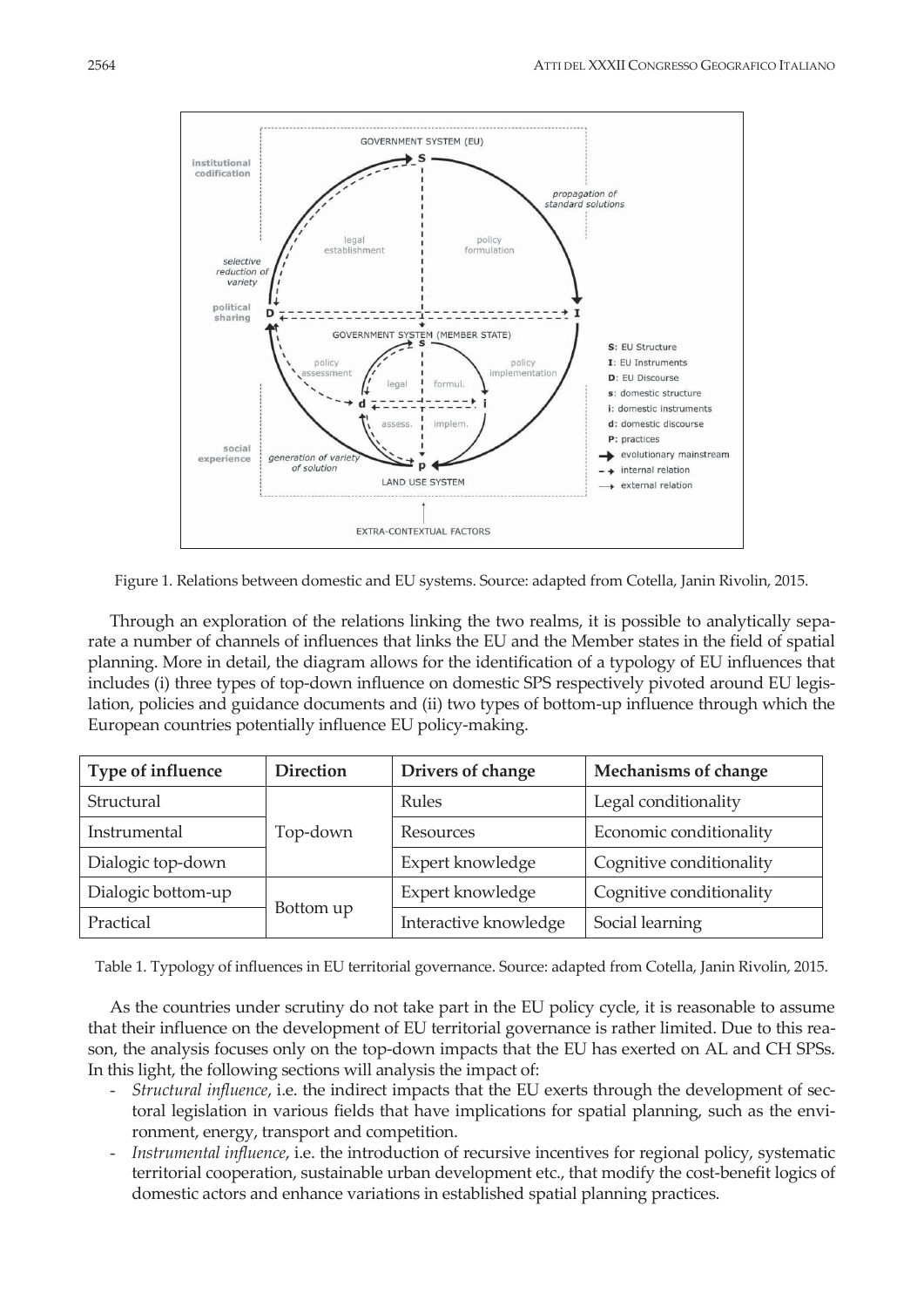Figure 1. Relations between domestic and EU systems. Source: adapted from Cotella, Janin Rivolin, 2015.

Through an exploration of the relations linking the two realms, it is possible to analytically separate a number of channels of influences that links the EU and the Member states in the field of spatial planning. More in detail, the diagram allows for the identification of a typology of EU influences that includes (i) three types of top-down influence on domestic SPS respectively pivoted around EU legislation, policies and guidance documents and (ii) two types of bottom-up influence through which the European countries potentially influence EU policy-making.

| Type of influence | Direction | Drivers of change | Mechanisms of change |
|---|---|---|---|
| Structural | Top-down | Rules | Legal conditionality |
| Instrumental | | Resources | Economic conditionality |
| Dialogic top-down | | Expert knowledge | Cognitive conditionality |
| Dialogic bottom-up | Bottom up | Expert knowledge | Cognitive conditionality |
| Practical | | Interactive knowledge | Social learning |

Table 1. Typology of influences in EU territorial governance. Source: adapted from Cotella, Janin Rivolin, 2015.

As the countries under scrutiny do not take part in the EU policy cycle, it is reasonable to assume that their influence on the development of EU territorial governance is rather limited. Due to this reason, the analysis focuses only on the top-down impacts that the EU has exerted on AL and CH SPSs. In this light, the following sections will analysis the impact of:

- *Structural influence*, i.e. the indirect impacts that the EU exerts through the development of sectoral legislation in various fields that have implications for spatial planning, such as the environment, energy, transport and competition.
- *Instrumental influence*, i.e. the introduction of recursive incentives for regional policy, systematic territorial cooperation, sustainable urban development etc., that modify the cost-benefit logics of domestic actors and enhance variations in established spatial planning practices.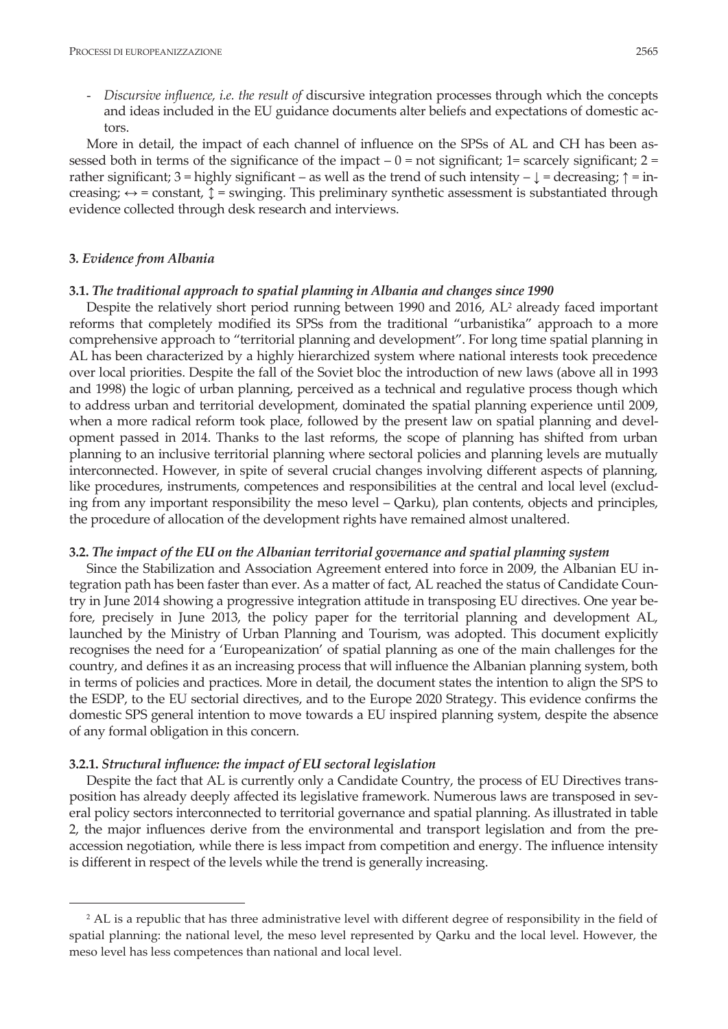- *Discursive influence, i.e. the result of* discursive integration processes through which the concepts and ideas included in the EU guidance documents alter beliefs and expectations of domestic actors.

More in detail, the impact of each channel of influence on the SPSs of AL and CH has been assessed both in terms of the significance of the impact – 0 = not significant; 1= scarcely significant; 2 = rather significant; 3 = highly significant – as well as the trend of such intensity – ↓ = decreasing; ↑ = increasing; ↔ = constant, ↕ = swinging. This preliminary synthetic assessment is substantiated through evidence collected through desk research and interviews.

### 3. *Evidence from Albania*

#### 3.1. *The traditional approach to spatial planning in Albania and changes since 1990*

Despite the relatively short period running between 1990 and 2016, AL[2] already faced important reforms that completely modified its SPSs from the traditional "urbanistika" approach to a more comprehensive approach to "territorial planning and development". For long time spatial planning in AL has been characterized by a highly hierarchized system where national interests took precedence over local priorities. Despite the fall of the Soviet bloc the introduction of new laws (above all in 1993 and 1998) the logic of urban planning, perceived as a technical and regulative process though which to address urban and territorial development, dominated the spatial planning experience until 2009, when a more radical reform took place, followed by the present law on spatial planning and development passed in 2014. Thanks to the last reforms, the scope of planning has shifted from urban planning to an inclusive territorial planning where sectoral policies and planning levels are mutually interconnected. However, in spite of several crucial changes involving different aspects of planning, like procedures, instruments, competences and responsibilities at the central and local level (excluding from any important responsibility the meso level – Qarku), plan contents, objects and principles, the procedure of allocation of the development rights have remained almost unaltered.

#### 3.2. *The impact of the EU on the Albanian territorial governance and spatial planning system*

Since the Stabilization and Association Agreement entered into force in 2009, the Albanian EU integration path has been faster than ever. As a matter of fact, AL reached the status of Candidate Country in June 2014 showing a progressive integration attitude in transposing EU directives. One year before, precisely in June 2013, the policy paper for the territorial planning and development AL, launched by the Ministry of Urban Planning and Tourism, was adopted. This document explicitly recognises the need for a 'Europeanization' of spatial planning as one of the main challenges for the country, and defines it as an increasing process that will influence the Albanian planning system, both in terms of policies and practices. More in detail, the document states the intention to align the SPS to the ESDP, to the EU sectorial directives, and to the Europe 2020 Strategy. This evidence confirms the domestic SPS general intention to move towards a EU inspired planning system, despite the absence of any formal obligation in this concern.

#### 3.2.1. *Structural influence: the impact of EU sectoral legislation*

Despite the fact that AL is currently only a Candidate Country, the process of EU Directives transposition has already deeply affected its legislative framework. Numerous laws are transposed in several policy sectors interconnected to territorial governance and spatial planning. As illustrated in table 2, the major influences derive from the environmental and transport legislation and from the preaccession negotiation, while there is less impact from competition and energy. The influence intensity is different in respect of the levels while the trend is generally increasing.

[2] AL is a republic that has three administrative level with different degree of responsibility in the field of spatial planning: the national level, the meso level represented by Qarku and the local level. However, the meso level has less competences than national and local level.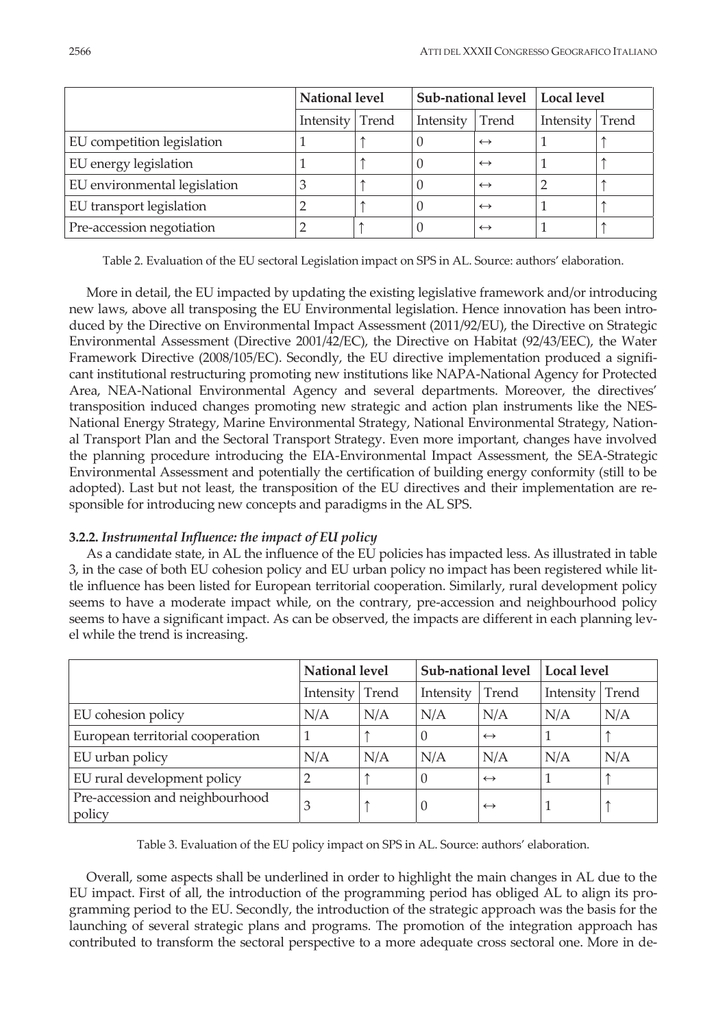| | National level | | Sub-national level | | Local level | |
|---|---|---|---|---|---|---|
| | Intensity | Trend | Intensity | Trend | Intensity | Trend |
| EU competition legislation | 1 | ↑ | 0 | ↔ | 1 | ↑ |
| EU energy legislation | 1 | ↑ | 0 | ↔ | 1 | ↑ |
| EU environmental legislation | 3 | ↑ | 0 | ↔ | 2 | ↑ |
| EU transport legislation | 2 | ↑ | 0 | ↔ | 1 | ↑ |
| Pre-accession negotiation | 2 | ↑ | 0 | ↔ | 1 | ↑ |

Table 2. Evaluation of the EU sectoral Legislation impact on SPS in AL. Source: authors' elaboration.

More in detail, the EU impacted by updating the existing legislative framework and/or introducing new laws, above all transposing the EU Environmental legislation. Hence innovation has been introduced by the Directive on Environmental Impact Assessment (2011/92/EU), the Directive on Strategic Environmental Assessment (Directive 2001/42/EC), the Directive on Habitat (92/43/EEC), the Water Framework Directive (2008/105/EC). Secondly, the EU directive implementation produced a significant institutional restructuring promoting new institutions like NAPA-National Agency for Protected Area, NEA-National Environmental Agency and several departments. Moreover, the directives' transposition induced changes promoting new strategic and action plan instruments like the NES-National Energy Strategy, Marine Environmental Strategy, National Environmental Strategy, National Transport Plan and the Sectoral Transport Strategy. Even more important, changes have involved the planning procedure introducing the EIA-Environmental Impact Assessment, the SEA-Strategic Environmental Assessment and potentially the certification of building energy conformity (still to be adopted). Last but not least, the transposition of the EU directives and their implementation are responsible for introducing new concepts and paradigms in the AL SPS.

### 3.2.2. *Instrumental Influence: the impact of EU policy*

As a candidate state, in AL the influence of the EU policies has impacted less. As illustrated in table 3, in the case of both EU cohesion policy and EU urban policy no impact has been registered while little influence has been listed for European territorial cooperation. Similarly, rural development policy seems to have a moderate impact while, on the contrary, pre-accession and neighbourhood policy seems to have a significant impact. As can be observed, the impacts are different in each planning level while the trend is increasing.

| | National level | | Sub-national level | | Local level | |
|---|---|---|---|---|---|---|
| | Intensity | Trend | Intensity | Trend | Intensity | Trend |
| EU cohesion policy | N/A | N/A | N/A | N/A | N/A | N/A |
| European territorial cooperation | 1 | ↑ | 0 | ↔ | 1 | ↑ |
| EU urban policy | N/A | N/A | N/A | N/A | N/A | N/A |
| EU rural development policy | 2 | ↑ | 0 | ↔ | 1 | ↑ |
| Pre-accession and neighbourhood policy | 3 | ↑ | 0 | ↔ | 1 | ↑ |

Table 3. Evaluation of the EU policy impact on SPS in AL. Source: authors' elaboration.

Overall, some aspects shall be underlined in order to highlight the main changes in AL due to the EU impact. First of all, the introduction of the programming period has obliged AL to align its programming period to the EU. Secondly, the introduction of the strategic approach was the basis for the launching of several strategic plans and programs. The promotion of the integration approach has contributed to transform the sectoral perspective to a more adequate cross sectoral one. More in de-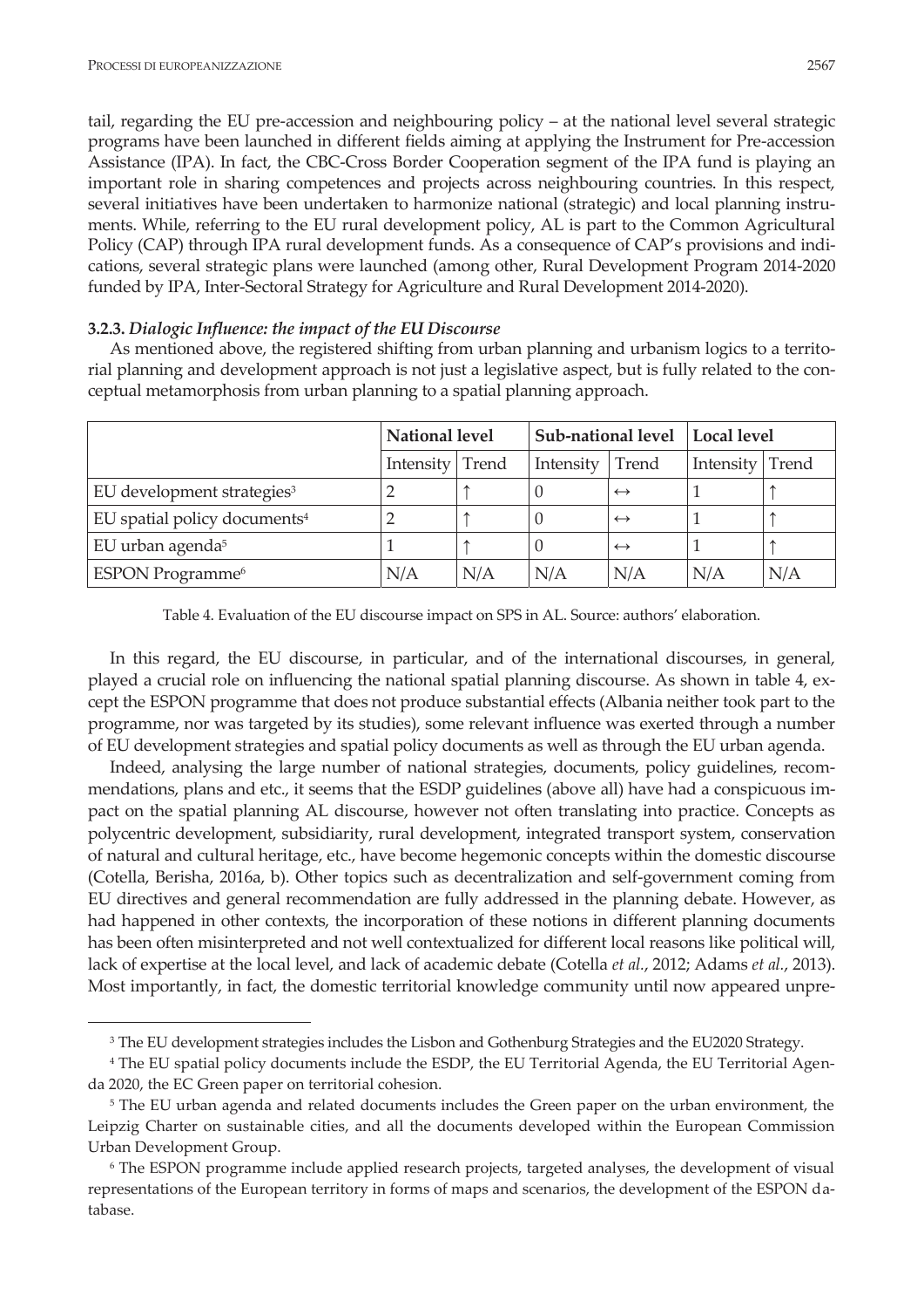tail, regarding the EU pre-accession and neighbouring policy – at the national level several strategic programs have been launched in different fields aiming at applying the Instrument for Pre-accession Assistance (IPA). In fact, the CBC-Cross Border Cooperation segment of the IPA fund is playing an important role in sharing competences and projects across neighbouring countries. In this respect, several initiatives have been undertaken to harmonize national (strategic) and local planning instruments. While, referring to the EU rural development policy, AL is part to the Common Agricultural Policy (CAP) through IPA rural development funds. As a consequence of CAP's provisions and indications, several strategic plans were launched (among other, Rural Development Program 2014-2020 funded by IPA, Inter-Sectoral Strategy for Agriculture and Rural Development 2014-2020).

### 3.2.3. *Dialogic Influence: the impact of the EU Discourse*

As mentioned above, the registered shifting from urban planning and urbanism logics to a territorial planning and development approach is not just a legislative aspect, but is fully related to the conceptual metamorphosis from urban planning to a spatial planning approach.

| | National level | | Sub-national level | | Local level | |
|---|---|---|---|---|---|---|
| | Intensity | Trend | Intensity | Trend | Intensity | Trend |
| EU development strategies[3] | 2 | ↑ | 0 | ↔ | 1 | ↑ |
| EU spatial policy documents[4] | 2 | ↑ | 0 | ↔ | 1 | ↑ |
| EU urban agenda[5] | 1 | ↑ | 0 | ↔ | 1 | ↑ |
| ESPON Programme[6] | N/A | N/A | N/A | N/A | N/A | N/A |

Table 4. Evaluation of the EU discourse impact on SPS in AL. Source: authors' elaboration.

In this regard, the EU discourse, in particular, and of the international discourses, in general, played a crucial role on influencing the national spatial planning discourse. As shown in table 4, except the ESPON programme that does not produce substantial effects (Albania neither took part to the programme, nor was targeted by its studies), some relevant influence was exerted through a number of EU development strategies and spatial policy documents as well as through the EU urban agenda.

Indeed, analysing the large number of national strategies, documents, policy guidelines, recommendations, plans and etc., it seems that the ESDP guidelines (above all) have had a conspicuous impact on the spatial planning AL discourse, however not often translating into practice. Concepts as polycentric development, subsidiarity, rural development, integrated transport system, conservation of natural and cultural heritage, etc., have become hegemonic concepts within the domestic discourse (Cotella, Berisha, 2016a, b). Other topics such as decentralization and self-government coming from EU directives and general recommendation are fully addressed in the planning debate. However, as had happened in other contexts, the incorporation of these notions in different planning documents has been often misinterpreted and not well contextualized for different local reasons like political will, lack of expertise at the local level, and lack of academic debate (Cotella *et al.*, 2012; Adams *et al.*, 2013). Most importantly, in fact, the domestic territorial knowledge community until now appeared unpre-

---

[3] The EU development strategies includes the Lisbon and Gothenburg Strategies and the EU2020 Strategy.

[4] The EU spatial policy documents include the ESDP, the EU Territorial Agenda, the EU Territorial Agenda 2020, the EC Green paper on territorial cohesion.

[5] The EU urban agenda and related documents includes the Green paper on the urban environment, the Leipzig Charter on sustainable cities, and all the documents developed within the European Commission Urban Development Group.

[6] The ESPON programme include applied research projects, targeted analyses, the development of visual representations of the European territory in forms of maps and scenarios, the development of the ESPON database.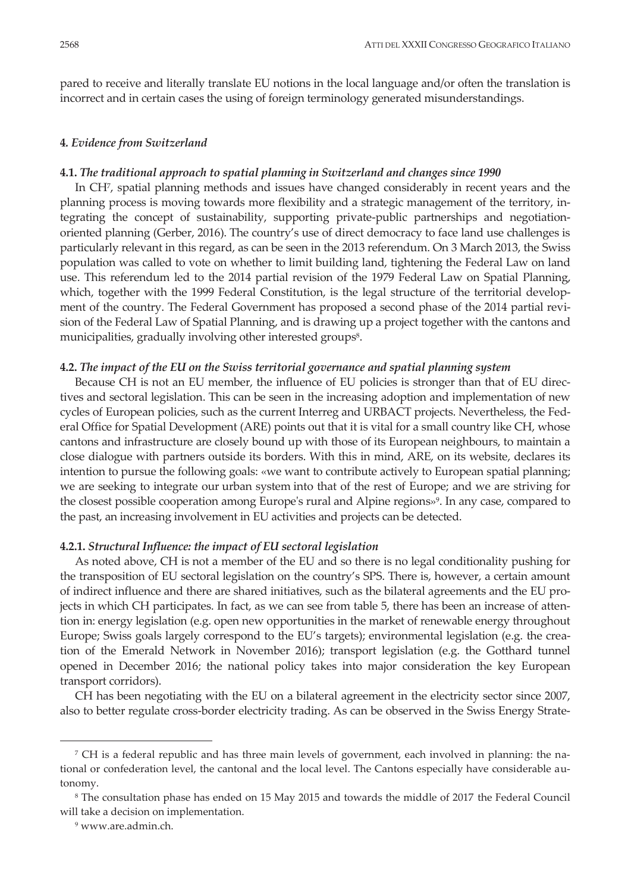pared to receive and literally translate EU notions in the local language and/or often the translation is incorrect and in certain cases the using of foreign terminology generated misunderstandings.

#### 4. *Evidence from Switzerland*

##### 4.1. *The traditional approach to spatial planning in Switzerland and changes since 1990*

In CH[7], spatial planning methods and issues have changed considerably in recent years and the planning process is moving towards more flexibility and a strategic management of the territory, integrating the concept of sustainability, supporting private-public partnerships and negotiation-oriented planning (Gerber, 2016). The country's use of direct democracy to face land use challenges is particularly relevant in this regard, as can be seen in the 2013 referendum. On 3 March 2013, the Swiss population was called to vote on whether to limit building land, tightening the Federal Law on land use. This referendum led to the 2014 partial revision of the 1979 Federal Law on Spatial Planning, which, together with the 1999 Federal Constitution, is the legal structure of the territorial development of the country. The Federal Government has proposed a second phase of the 2014 partial revision of the Federal Law of Spatial Planning, and is drawing up a project together with the cantons and municipalities, gradually involving other interested groups[8].

##### 4.2. *The impact of the EU on the Swiss territorial governance and spatial planning system*

Because CH is not an EU member, the influence of EU policies is stronger than that of EU directives and sectoral legislation. This can be seen in the increasing adoption and implementation of new cycles of European policies, such as the current Interreg and URBACT projects. Nevertheless, the Federal Office for Spatial Development (ARE) points out that it is vital for a small country like CH, whose cantons and infrastructure are closely bound up with those of its European neighbours, to maintain a close dialogue with partners outside its borders. With this in mind, ARE, on its website, declares its intention to pursue the following goals: «we want to contribute actively to European spatial planning; we are seeking to integrate our urban system into that of the rest of Europe; and we are striving for the closest possible cooperation among Europe's rural and Alpine regions»[9]. In any case, compared to the past, an increasing involvement in EU activities and projects can be detected.

##### 4.2.1. *Structural Influence: the impact of EU sectoral legislation*

As noted above, CH is not a member of the EU and so there is no legal conditionality pushing for the transposition of EU sectoral legislation on the country's SPS. There is, however, a certain amount of indirect influence and there are shared initiatives, such as the bilateral agreements and the EU projects in which CH participates. In fact, as we can see from table 5, there has been an increase of attention in: energy legislation (e.g. open new opportunities in the market of renewable energy throughout Europe; Swiss goals largely correspond to the EU's targets); environmental legislation (e.g. the creation of the Emerald Network in November 2016); transport legislation (e.g. the Gotthard tunnel opened in December 2016; the national policy takes into major consideration the key European transport corridors).

CH has been negotiating with the EU on a bilateral agreement in the electricity sector since 2007, also to better regulate cross-border electricity trading. As can be observed in the Swiss Energy Strate-

---

[7] CH is a federal republic and has three main levels of government, each involved in planning: the national or confederation level, the cantonal and the local level. The Cantons especially have considerable autonomy.

[8] The consultation phase has ended on 15 May 2015 and towards the middle of 2017 the Federal Council will take a decision on implementation.

[9] www.are.admin.ch.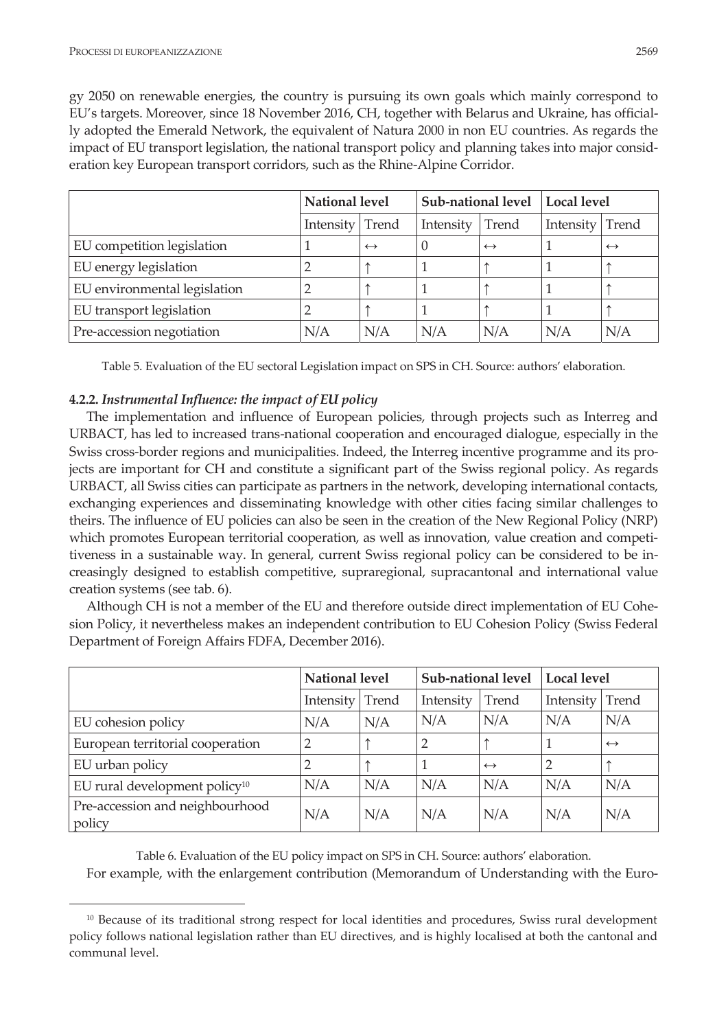gy 2050 on renewable energies, the country is pursuing its own goals which mainly correspond to EU's targets. Moreover, since 18 November 2016, CH, together with Belarus and Ukraine, has officially adopted the Emerald Network, the equivalent of Natura 2000 in non EU countries. As regards the impact of EU transport legislation, the national transport policy and planning takes into major consideration key European transport corridors, such as the Rhine-Alpine Corridor.

| | National level | | Sub-national level | | Local level | |
|---|---|---|---|---|---|---|
| | Intensity | Trend | Intensity | Trend | Intensity | Trend |
| EU competition legislation | 1 | ↔ | 0 | ↔ | 1 | ↔ |
| EU energy legislation | 2 | ↑ | 1 | ↑ | 1 | ↑ |
| EU environmental legislation | 2 | ↑ | 1 | ↑ | 1 | ↑ |
| EU transport legislation | 2 | ↑ | 1 | ↑ | 1 | ↑ |
| Pre-accession negotiation | N/A | N/A | N/A | N/A | N/A | N/A |

Table 5. Evaluation of the EU sectoral Legislation impact on SPS in CH. Source: authors' elaboration.

#### 4.2.2. *Instrumental Influence: the impact of EU policy*

The implementation and influence of European policies, through projects such as Interreg and URBACT, has led to increased trans-national cooperation and encouraged dialogue, especially in the Swiss cross-border regions and municipalities. Indeed, the Interreg incentive programme and its projects are important for CH and constitute a significant part of the Swiss regional policy. As regards URBACT, all Swiss cities can participate as partners in the network, developing international contacts, exchanging experiences and disseminating knowledge with other cities facing similar challenges to theirs. The influence of EU policies can also be seen in the creation of the New Regional Policy (NRP) which promotes European territorial cooperation, as well as innovation, value creation and competitiveness in a sustainable way. In general, current Swiss regional policy can be considered to be increasingly designed to establish competitive, supraregional, supracantonal and international value creation systems (see tab. 6).

Although CH is not a member of the EU and therefore outside direct implementation of EU Cohesion Policy, it nevertheless makes an independent contribution to EU Cohesion Policy (Swiss Federal Department of Foreign Affairs FDFA, December 2016).

| | National level | | Sub-national level | | Local level | |
|---|---|---|---|---|---|---|
| | Intensity | Trend | Intensity | Trend | Intensity | Trend |
| EU cohesion policy | N/A | N/A | N/A | N/A | N/A | N/A |
| European territorial cooperation | 2 | ↑ | 2 | ↑ | 1 | ↔ |
| EU urban policy | 2 | ↑ | 1 | ↔ | 2 | ↑ |
| EU rural development policy[10] | N/A | N/A | N/A | N/A | N/A | N/A |
| Pre-accession and neighbourhood policy | N/A | N/A | N/A | N/A | N/A | N/A |

Table 6. Evaluation of the EU policy impact on SPS in CH. Source: authors' elaboration.

For example, with the enlargement contribution (Memorandum of Understanding with the Euro-

[10] Because of its traditional strong respect for local identities and procedures, Swiss rural development policy follows national legislation rather than EU directives, and is highly localised at both the cantonal and communal level.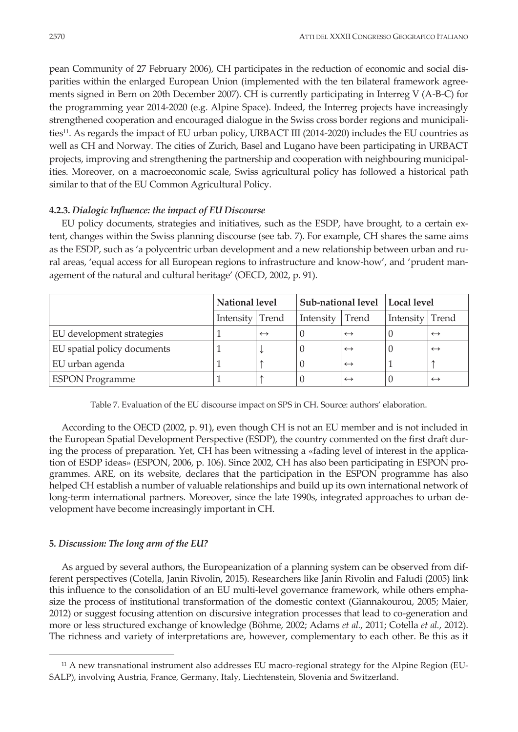pean Community of 27 February 2006), CH participates in the reduction of economic and social disparities within the enlarged European Union (implemented with the ten bilateral framework agreements signed in Bern on 20th December 2007). CH is currently participating in Interreg V (A-B-C) for the programming year 2014-2020 (e.g. Alpine Space). Indeed, the Interreg projects have increasingly strengthened cooperation and encouraged dialogue in the Swiss cross border regions and municipalities[11]. As regards the impact of EU urban policy, URBACT III (2014-2020) includes the EU countries as well as CH and Norway. The cities of Zurich, Basel and Lugano have been participating in URBACT projects, improving and strengthening the partnership and cooperation with neighbouring municipalities. Moreover, on a macroeconomic scale, Swiss agricultural policy has followed a historical path similar to that of the EU Common Agricultural Policy.

#### 4.2.3. *Dialogic Influence: the impact of EU Discourse*

EU policy documents, strategies and initiatives, such as the ESDP, have brought, to a certain extent, changes within the Swiss planning discourse (see tab. 7). For example, CH shares the same aims as the ESDP, such as 'a polycentric urban development and a new relationship between urban and rural areas, 'equal access for all European regions to infrastructure and know-how', and 'prudent management of the natural and cultural heritage' (OECD, 2002, p. 91).

| | National level | | Sub-national level | | Local level | |
|---|---|---|---|---|---|---|
| | Intensity | Trend | Intensity | Trend | Intensity | Trend |
| EU development strategies | 1 | ↔ | 0 | ↔ | 0 | ↔ |
| EU spatial policy documents | 1 | ↓ | 0 | ↔ | 0 | ↔ |
| EU urban agenda | 1 | ↑ | 0 | ↔ | 1 | ↑ |
| ESPON Programme | 1 | ↑ | 0 | ↔ | 0 | ↔ |

Table 7. Evaluation of the EU discourse impact on SPS in CH. Source: authors' elaboration.

According to the OECD (2002, p. 91), even though CH is not an EU member and is not included in the European Spatial Development Perspective (ESDP), the country commented on the first draft during the process of preparation. Yet, CH has been witnessing a «fading level of interest in the application of ESDP ideas» (ESPON, 2006, p. 106). Since 2002, CH has also been participating in ESPON programmes. ARE, on its website, declares that the participation in the ESPON programme has also helped CH establish a number of valuable relationships and build up its own international network of long-term international partners. Moreover, since the late 1990s, integrated approaches to urban development have become increasingly important in CH.

## 5. *Discussion: The long arm of the EU?*

As argued by several authors, the Europeanization of a planning system can be observed from different perspectives (Cotella, Janin Rivolin, 2015). Researchers like Janin Rivolin and Faludi (2005) link this influence to the consolidation of an EU multi-level governance framework, while others emphasize the process of institutional transformation of the domestic context (Giannakourou, 2005; Maier, 2012) or suggest focusing attention on discursive integration processes that lead to co-generation and more or less structured exchange of knowledge (Böhme, 2002; Adams *et al.*, 2011; Cotella *et al.*, 2012). The richness and variety of interpretations are, however, complementary to each other. Be this as it

[11] A new transnational instrument also addresses EU macro-regional strategy for the Alpine Region (EUSALP), involving Austria, France, Germany, Italy, Liechtenstein, Slovenia and Switzerland.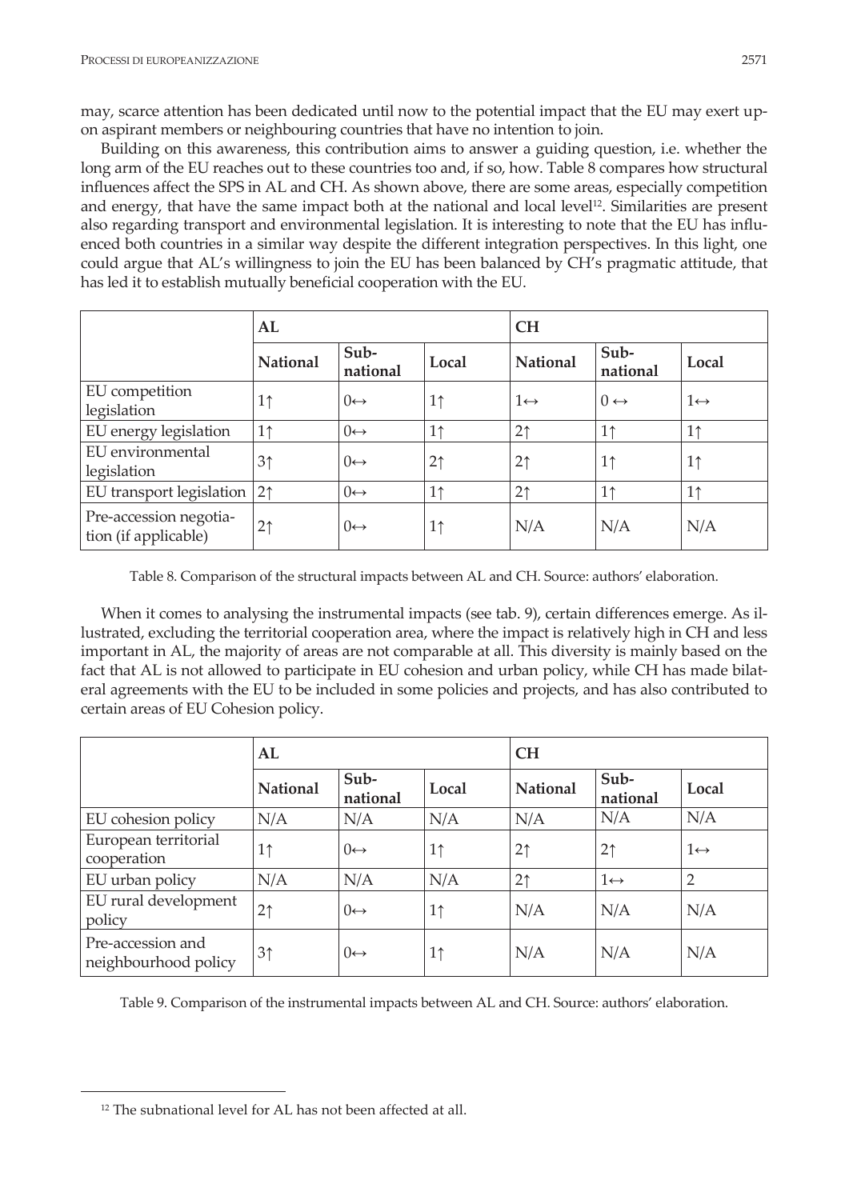may, scarce attention has been dedicated until now to the potential impact that the EU may exert upon aspirant members or neighbouring countries that have no intention to join.

Building on this awareness, this contribution aims to answer a guiding question, i.e. whether the long arm of the EU reaches out to these countries too and, if so, how. Table 8 compares how structural influences affect the SPS in AL and CH. As shown above, there are some areas, especially competition and energy, that have the same impact both at the national and local level[12]. Similarities are present also regarding transport and environmental legislation. It is interesting to note that the EU has influenced both countries in a similar way despite the different integration perspectives. In this light, one could argue that AL's willingness to join the EU has been balanced by CH's pragmatic attitude, that has led it to establish mutually beneficial cooperation with the EU.

| | AL | | | CH | | |
|---|---|---|---|---|---|---|
| | **National** | **Sub-national** | **Local** | **National** | **Sub-national** | **Local** |
| EU competition legislation | 1↑ | 0↔ | 1↑ | 1↔ | 0 ↔ | 1↔ |
| EU energy legislation | 1↑ | 0↔ | 1↑ | 2↑ | 1↑ | 1↑ |
| EU environmental legislation | 3↑ | 0↔ | 2↑ | 2↑ | 1↑ | 1↑ |
| EU transport legislation | 2↑ | 0↔ | 1↑ | 2↑ | 1↑ | 1↑ |
| Pre-accession negotiation (if applicable) | 2↑ | 0↔ | 1↑ | N/A | N/A | N/A |

Table 8. Comparison of the structural impacts between AL and CH. Source: authors' elaboration.

When it comes to analysing the instrumental impacts (see tab. 9), certain differences emerge. As illustrated, excluding the territorial cooperation area, where the impact is relatively high in CH and less important in AL, the majority of areas are not comparable at all. This diversity is mainly based on the fact that AL is not allowed to participate in EU cohesion and urban policy, while CH has made bilateral agreements with the EU to be included in some policies and projects, and has also contributed to certain areas of EU Cohesion policy.

| | AL | | | CH | | |
|---|---|---|---|---|---|---|
| | **National** | **Sub-national** | **Local** | **National** | **Sub-national** | **Local** |
| EU cohesion policy | N/A | N/A | N/A | N/A | N/A | N/A |
| European territorial cooperation | 1↑ | 0↔ | 1↑ | 2↑ | 2↑ | 1↔ |
| EU urban policy | N/A | N/A | N/A | 2↑ | 1↔ | 2 |
| EU rural development policy | 2↑ | 0↔ | 1↑ | N/A | N/A | N/A |
| Pre-accession and neighbourhood policy | 3↑ | 0↔ | 1↑ | N/A | N/A | N/A |

Table 9. Comparison of the instrumental impacts between AL and CH. Source: authors' elaboration.

[12] The subnational level for AL has not been affected at all.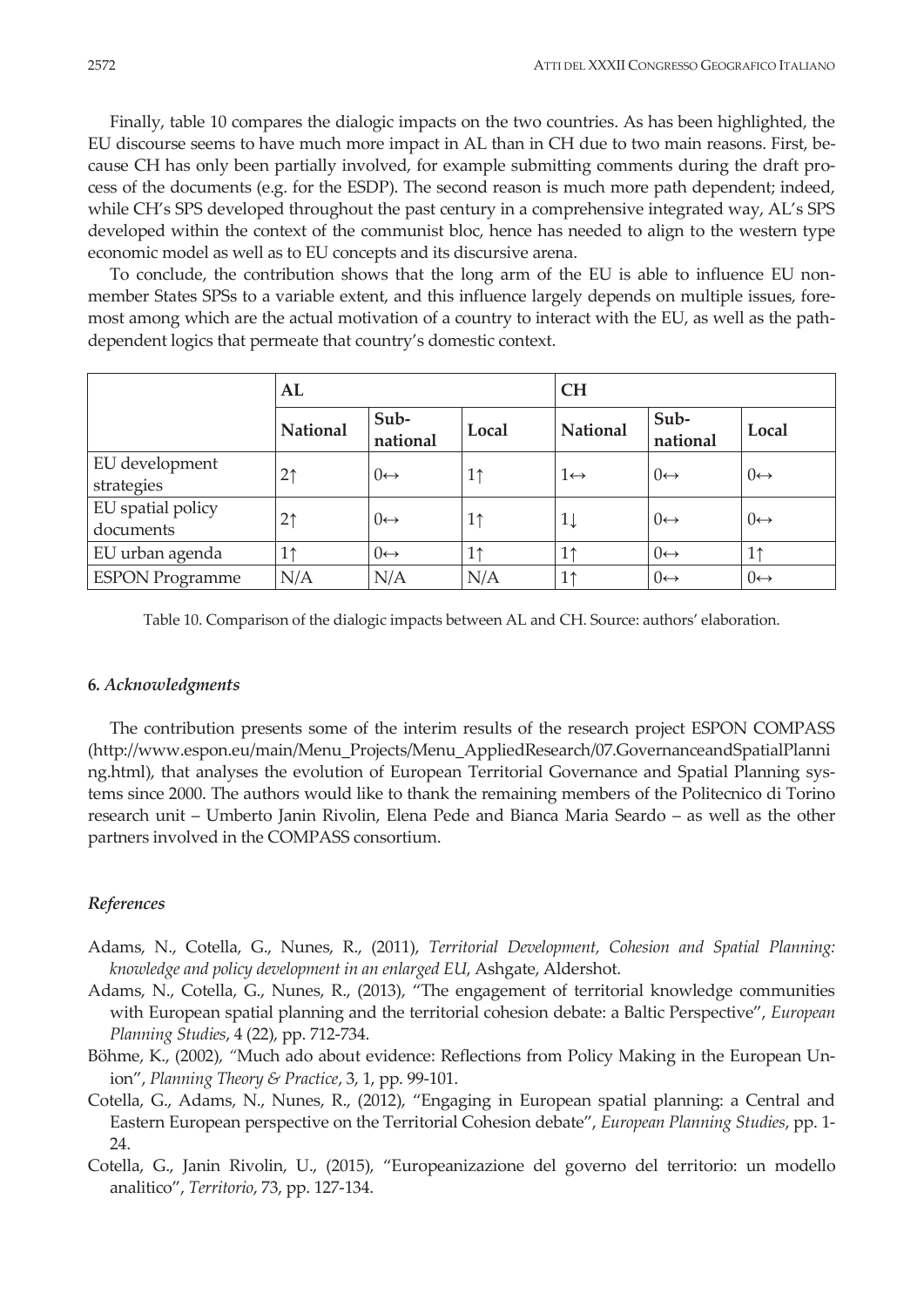Finally, table 10 compares the dialogic impacts on the two countries. As has been highlighted, the EU discourse seems to have much more impact in AL than in CH due to two main reasons. First, because CH has only been partially involved, for example submitting comments during the draft process of the documents (e.g. for the ESDP). The second reason is much more path dependent; indeed, while CH's SPS developed throughout the past century in a comprehensive integrated way, AL's SPS developed within the context of the communist bloc, hence has needed to align to the western type economic model as well as to EU concepts and its discursive arena.

To conclude, the contribution shows that the long arm of the EU is able to influence EU non-member States SPSs to a variable extent, and this influence largely depends on multiple issues, foremost among which are the actual motivation of a country to interact with the EU, as well as the path-dependent logics that permeate that country's domestic context.

| | AL | | | CH | | |
|---|---|---|---|---|---|---|
| | National | Sub-national | Local | National | Sub-national | Local |
| EU development strategies | 2↑ | 0↔ | 1↑ | 1↔ | 0↔ | 0↔ |
| EU spatial policy documents | 2↑ | 0↔ | 1↑ | 1↓ | 0↔ | 0↔ |
| EU urban agenda | 1↑ | 0↔ | 1↑ | 1↑ | 0↔ | 1↑ |
| ESPON Programme | N/A | N/A | N/A | 1↑ | 0↔ | 0↔ |

Table 10. Comparison of the dialogic impacts between AL and CH. Source: authors' elaboration.

### 6. *Acknowledgments*

The contribution presents some of the interim results of the research project ESPON COMPASS (http://www.espon.eu/main/Menu_Projects/Menu_AppliedResearch/07.GovernanceandSpatialPlanning.html), that analyses the evolution of European Territorial Governance and Spatial Planning systems since 2000. The authors would like to thank the remaining members of the Politecnico di Torino research unit – Umberto Janin Rivolin, Elena Pede and Bianca Maria Seardo – as well as the other partners involved in the COMPASS consortium.

### *References*

Adams, N., Cotella, G., Nunes, R., (2011), *Territorial Development, Cohesion and Spatial Planning: knowledge and policy development in an enlarged EU*, Ashgate, Aldershot.

Adams, N., Cotella, G., Nunes, R., (2013), "The engagement of territorial knowledge communities with European spatial planning and the territorial cohesion debate: a Baltic Perspective", *European Planning Studies*, 4 (22), pp. 712-734.

Böhme, K., (2002), "Much ado about evidence: Reflections from Policy Making in the European Union", *Planning Theory & Practice*, 3, 1, pp. 99-101.

Cotella, G., Adams, N., Nunes, R., (2012), "Engaging in European spatial planning: a Central and Eastern European perspective on the Territorial Cohesion debate", *European Planning Studies*, pp. 1-24.

Cotella, G., Janin Rivolin, U., (2015), "Europeanizazione del governo del territorio: un modello analitico", *Territorio*, 73, pp. 127-134.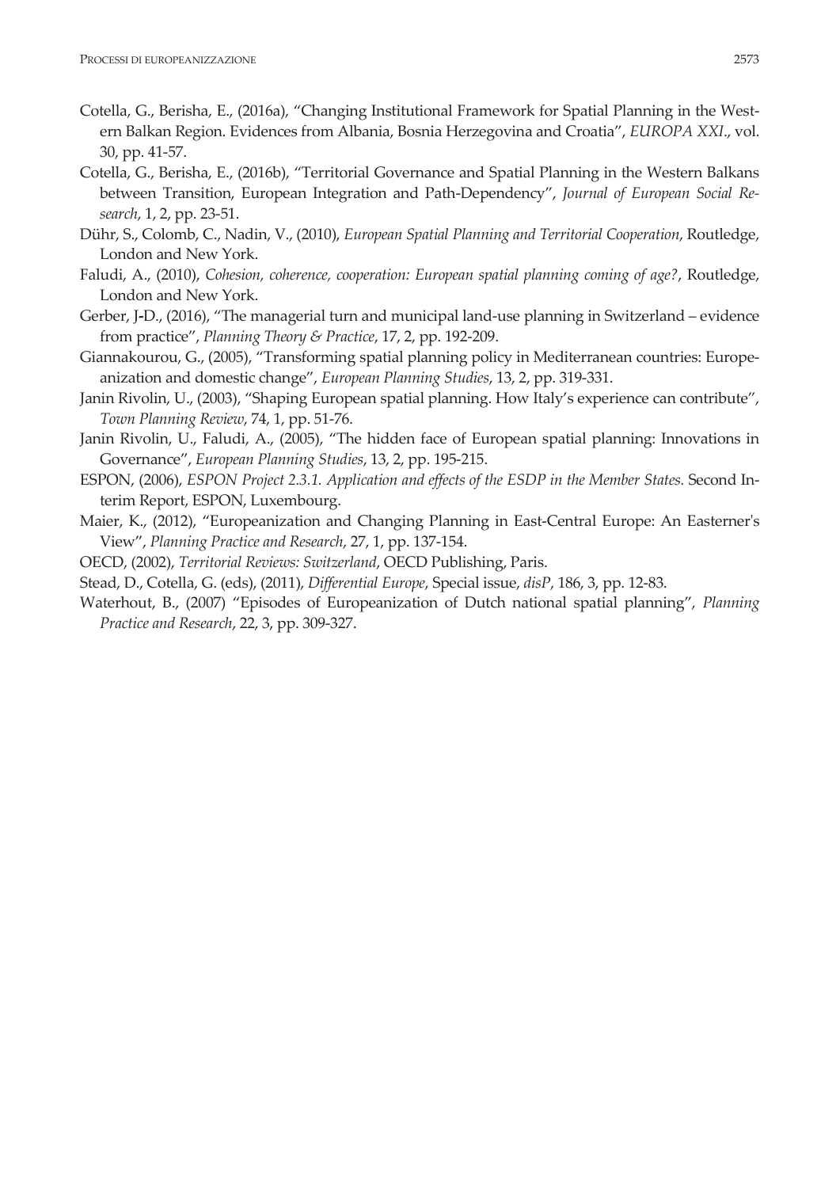Cotella, G., Berisha, E., (2016a), "Changing Institutional Framework for Spatial Planning in the Western Balkan Region. Evidences from Albania, Bosnia Herzegovina and Croatia", *EUROPA XXI*., vol. 30, pp. 41-57.

Cotella, G., Berisha, E., (2016b), "Territorial Governance and Spatial Planning in the Western Balkans between Transition, European Integration and Path-Dependency", *Journal of European Social Research*, 1, 2, pp. 23-51.

Dühr, S., Colomb, C., Nadin, V., (2010), *European Spatial Planning and Territorial Cooperation*, Routledge, London and New York.

Faludi, A., (2010), *Cohesion, coherence, cooperation: European spatial planning coming of age?*, Routledge, London and New York.

Gerber, J-D., (2016), "The managerial turn and municipal land-use planning in Switzerland – evidence from practice", *Planning Theory & Practice*, 17, 2, pp. 192-209.

Giannakourou, G., (2005), "Transforming spatial planning policy in Mediterranean countries: Europeanization and domestic change", *European Planning Studies*, 13, 2, pp. 319-331.

Janin Rivolin, U., (2003), "Shaping European spatial planning. How Italy's experience can contribute", *Town Planning Review*, 74, 1, pp. 51-76.

Janin Rivolin, U., Faludi, A., (2005), "The hidden face of European spatial planning: Innovations in Governance", *European Planning Studies*, 13, 2, pp. 195-215.

ESPON, (2006), *ESPON Project 2.3.1. Application and effects of the ESDP in the Member States.* Second Interim Report, ESPON, Luxembourg.

Maier, K., (2012), "Europeanization and Changing Planning in East-Central Europe: An Easterner's View", *Planning Practice and Research*, 27, 1, pp. 137-154.

OECD, (2002), *Territorial Reviews: Switzerland*, OECD Publishing, Paris.

Stead, D., Cotella, G. (eds), (2011), *Differential Europe*, Special issue, *disP*, 186, 3, pp. 12-83.

Waterhout, B., (2007) "Episodes of Europeanization of Dutch national spatial planning", *Planning Practice and Research*, 22, 3, pp. 309-327.